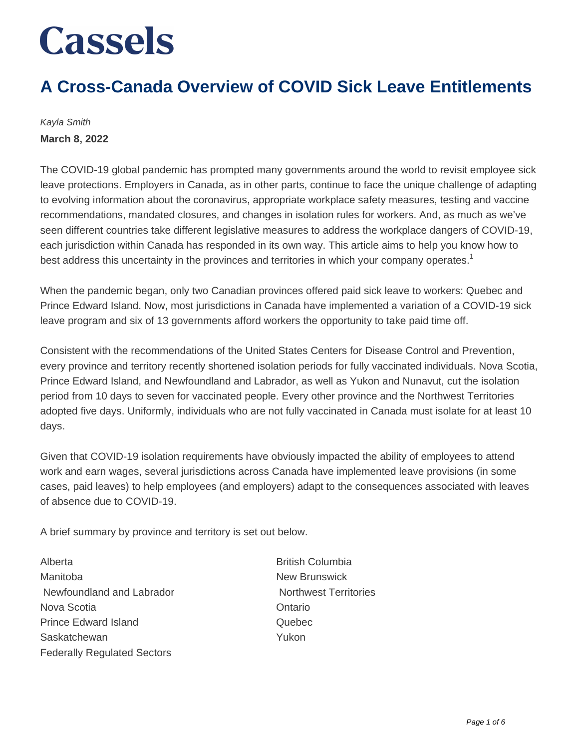# Cassels

## A Cross-Canada Overview of COVID Sick Leave Entitlements

*Kayla Smith*

**March 8, 2022**

The COVID-19 global pandemic has prompted many governments around the world to revisit employee sick leave protections. Employers in Canada, as in other parts, continue to face the unique challenge of adapting to evolving information about the coronavirus, appropriate workplace safety measures, testing and vaccine recommendations, mandated closures, and changes in isolation rules for workers. And, as much as we've seen different countries take different legislative measures to address the workplace dangers of COVID-19, each jurisdiction within Canada has responded in its own way. This article aims to help you know how to best address this uncertainty in the provinces and territories in which your company operates.[1]

When the pandemic began, only two Canadian provinces offered paid sick leave to workers: Quebec and Prince Edward Island. Now, most jurisdictions in Canada have implemented a variation of a COVID-19 sick leave program and six of 13 governments afford workers the opportunity to take paid time off.

Consistent with the recommendations of the United States Centers for Disease Control and Prevention, every province and territory recently shortened isolation periods for fully vaccinated individuals. Nova Scotia, Prince Edward Island, and Newfoundland and Labrador, as well as Yukon and Nunavut, cut the isolation period from 10 days to seven for vaccinated people. Every other province and the Northwest Territories adopted five days. Uniformly, individuals who are not fully vaccinated in Canada must isolate for at least 10 days.

Given that COVID-19 isolation requirements have obviously impacted the ability of employees to attend work and earn wages, several jurisdictions across Canada have implemented leave provisions (in some cases, paid leaves) to help employees (and employers) adapt to the consequences associated with leaves of absence due to COVID-19.

A brief summary by province and territory is set out below.

- Alberta
- British Columbia
- Manitoba
- New Brunswick
- Newfoundland and Labrador
- Northwest Territories
- Nova Scotia
- Ontario
- Prince Edward Island
- Quebec
- Saskatchewan
- Yukon
- Federally Regulated Sectors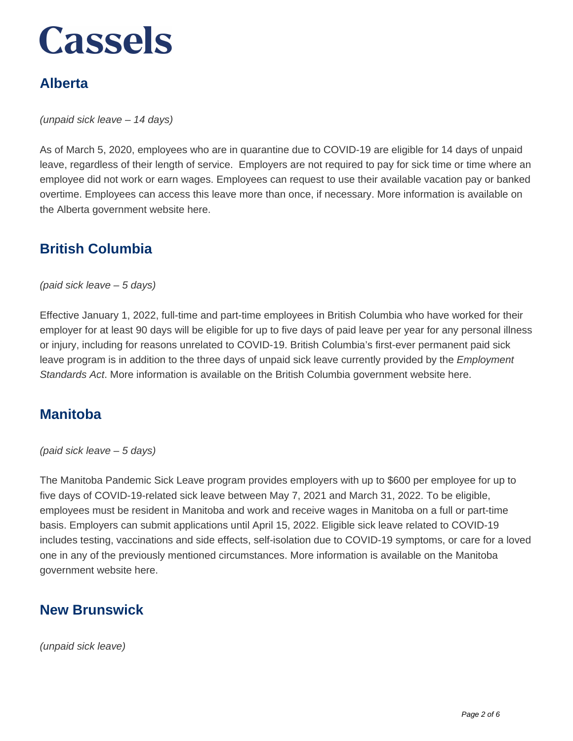## Alberta

*(unpaid sick leave – 14 days)*

As of March 5, 2020, employees who are in quarantine due to COVID-19 are eligible for 14 days of unpaid leave, regardless of their length of service.  Employers are not required to pay for sick time or time where an employee did not work or earn wages. Employees can request to use their available vacation pay or banked overtime. Employees can access this leave more than once, if necessary. More information is available on the Alberta government website here.

## British Columbia

*(paid sick leave – 5 days)*

Effective January 1, 2022, full-time and part-time employees in British Columbia who have worked for their employer for at least 90 days will be eligible for up to five days of paid leave per year for any personal illness or injury, including for reasons unrelated to COVID-19. British Columbia's first-ever permanent paid sick leave program is in addition to the three days of unpaid sick leave currently provided by the *Employment Standards Act*. More information is available on the British Columbia government website here.

## Manitoba

*(paid sick leave – 5 days)*

The Manitoba Pandemic Sick Leave program provides employers with up to $600 per employee for up to five days of COVID-19-related sick leave between May 7, 2021 and March 31, 2022. To be eligible, employees must be resident in Manitoba and work and receive wages in Manitoba on a full or part-time basis. Employers can submit applications until April 15, 2022. Eligible sick leave related to COVID-19 includes testing, vaccinations and side effects, self-isolation due to COVID-19 symptoms, or care for a loved one in any of the previously mentioned circumstances. More information is available on the Manitoba government website here.

## New Brunswick

*(unpaid sick leave)*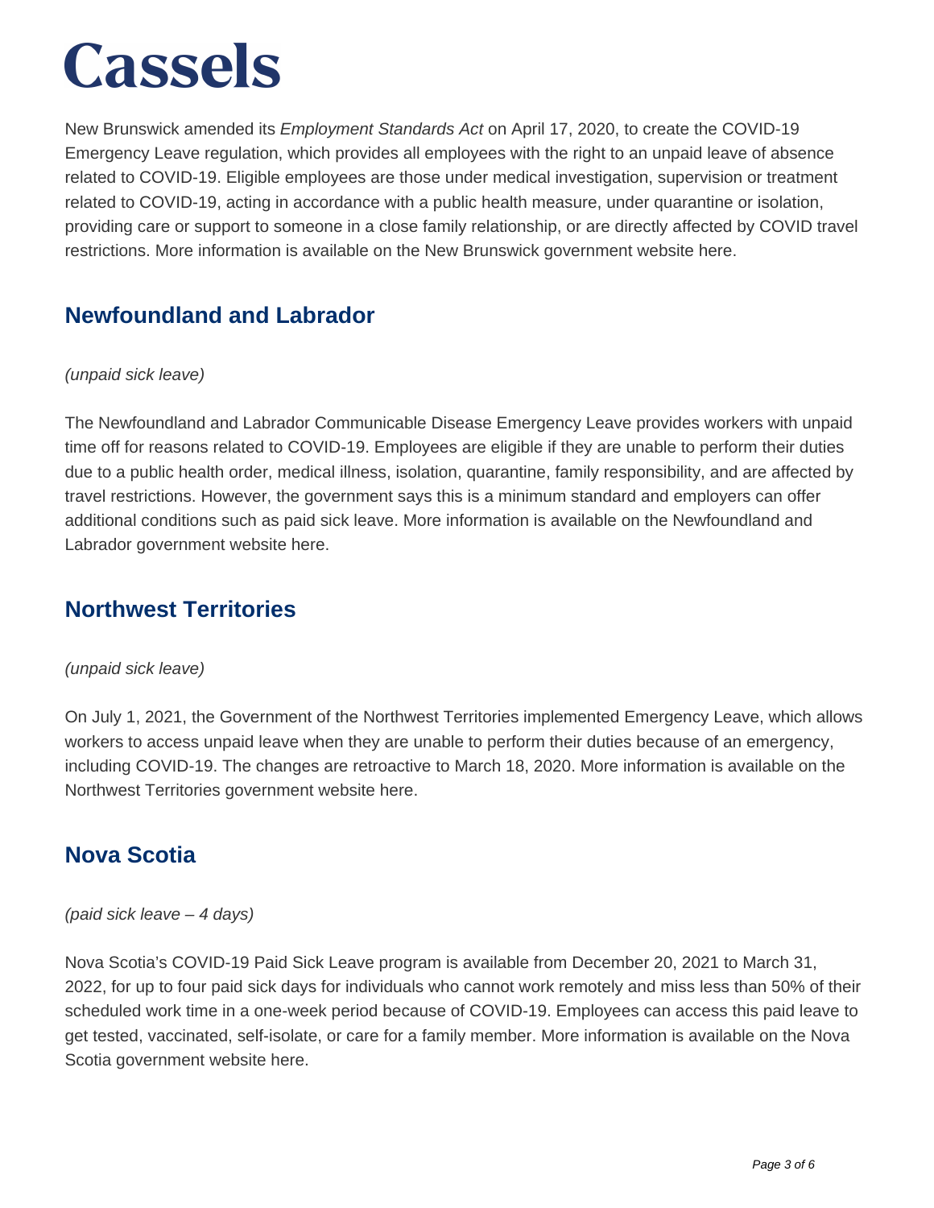New Brunswick amended its *Employment Standards Act* on April 17, 2020, to create the COVID-19 Emergency Leave regulation, which provides all employees with the right to an unpaid leave of absence related to COVID-19. Eligible employees are those under medical investigation, supervision or treatment related to COVID-19, acting in accordance with a public health measure, under quarantine or isolation, providing care or support to someone in a close family relationship, or are directly affected by COVID travel restrictions. More information is available on the New Brunswick government website here.

## Newfoundland and Labrador

*(unpaid sick leave)*

The Newfoundland and Labrador Communicable Disease Emergency Leave provides workers with unpaid time off for reasons related to COVID-19. Employees are eligible if they are unable to perform their duties due to a public health order, medical illness, isolation, quarantine, family responsibility, and are affected by travel restrictions. However, the government says this is a minimum standard and employers can offer additional conditions such as paid sick leave. More information is available on the Newfoundland and Labrador government website here.

## Northwest Territories

*(unpaid sick leave)*

On July 1, 2021, the Government of the Northwest Territories implemented Emergency Leave, which allows workers to access unpaid leave when they are unable to perform their duties because of an emergency, including COVID-19. The changes are retroactive to March 18, 2020. More information is available on the Northwest Territories government website here.

## Nova Scotia

*(paid sick leave – 4 days)*

Nova Scotia's COVID-19 Paid Sick Leave program is available from December 20, 2021 to March 31, 2022, for up to four paid sick days for individuals who cannot work remotely and miss less than 50% of their scheduled work time in a one-week period because of COVID-19. Employees can access this paid leave to get tested, vaccinated, self-isolate, or care for a family member. More information is available on the Nova Scotia government website here.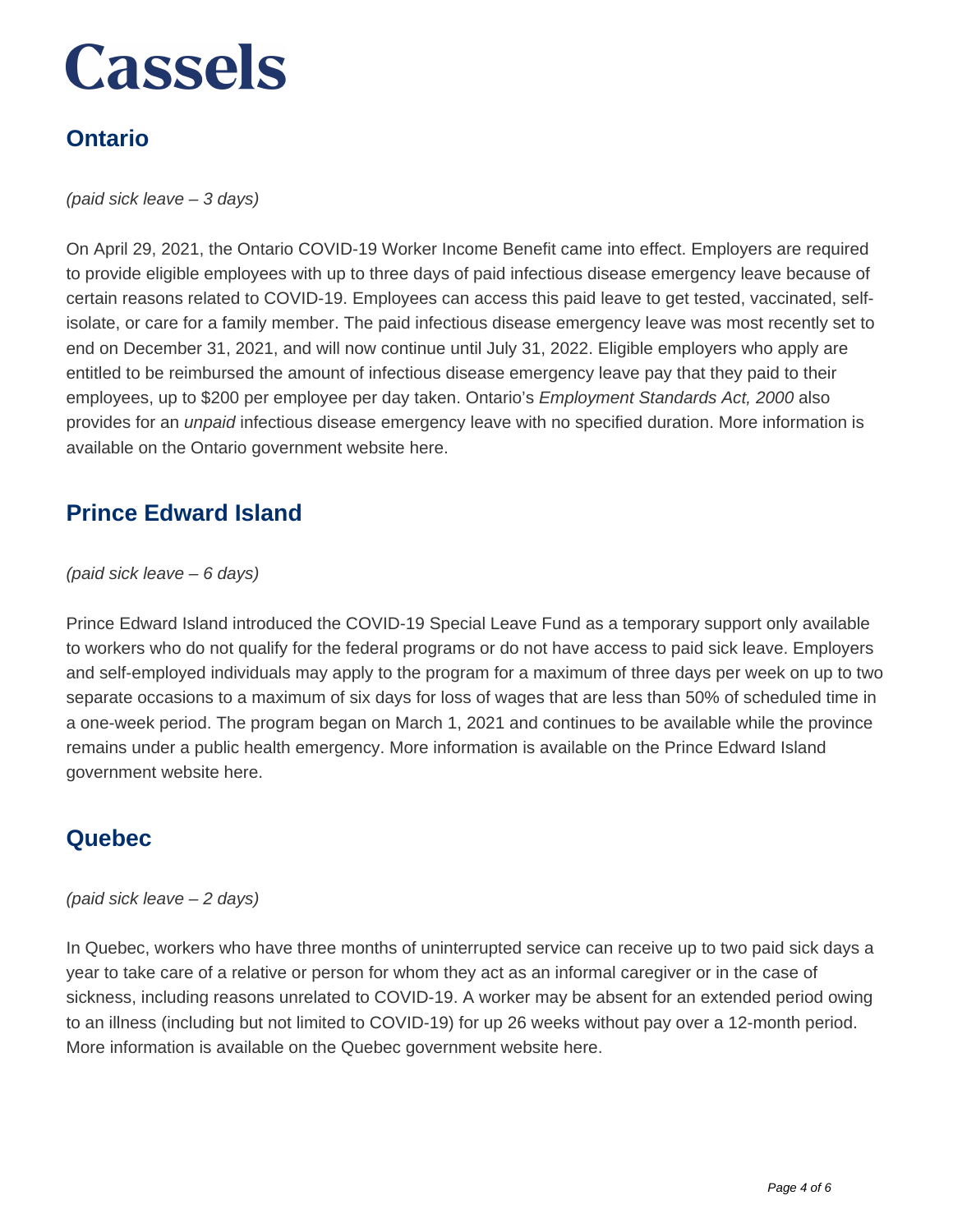## Ontario

*(paid sick leave – 3 days)*

On April 29, 2021, the Ontario COVID-19 Worker Income Benefit came into effect. Employers are required to provide eligible employees with up to three days of paid infectious disease emergency leave because of certain reasons related to COVID-19. Employees can access this paid leave to get tested, vaccinated, self-isolate, or care for a family member. The paid infectious disease emergency leave was most recently set to end on December 31, 2021, and will now continue until July 31, 2022. Eligible employers who apply are entitled to be reimbursed the amount of infectious disease emergency leave pay that they paid to their employees, up to $200 per employee per day taken. Ontario's *Employment Standards Act, 2000* also provides for an *unpaid* infectious disease emergency leave with no specified duration. More information is available on the Ontario government website here.

## Prince Edward Island

*(paid sick leave – 6 days)*

Prince Edward Island introduced the COVID-19 Special Leave Fund as a temporary support only available to workers who do not qualify for the federal programs or do not have access to paid sick leave. Employers and self-employed individuals may apply to the program for a maximum of three days per week on up to two separate occasions to a maximum of six days for loss of wages that are less than 50% of scheduled time in a one-week period. The program began on March 1, 2021 and continues to be available while the province remains under a public health emergency. More information is available on the Prince Edward Island government website here.

## Quebec

*(paid sick leave – 2 days)*

In Quebec, workers who have three months of uninterrupted service can receive up to two paid sick days a year to take care of a relative or person for whom they act as an informal caregiver or in the case of sickness, including reasons unrelated to COVID-19. A worker may be absent for an extended period owing to an illness (including but not limited to COVID-19) for up 26 weeks without pay over a 12-month period. More information is available on the Quebec government website here.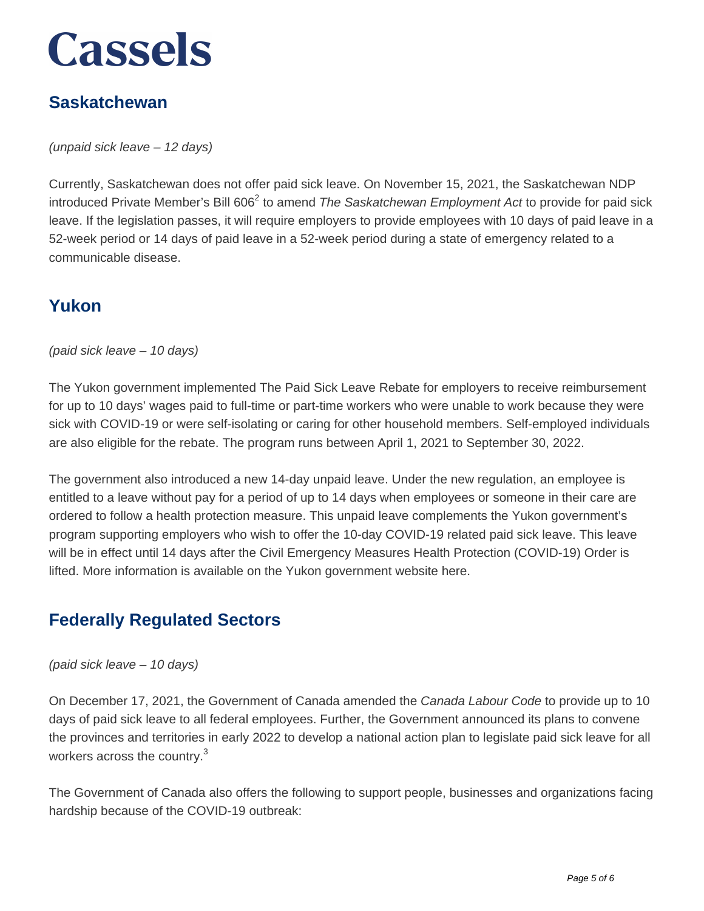## Saskatchewan

*(unpaid sick leave – 12 days)*

Currently, Saskatchewan does not offer paid sick leave. On November 15, 2021, the Saskatchewan NDP introduced Private Member's Bill 606[2] to amend *The Saskatchewan Employment Act* to provide for paid sick leave. If the legislation passes, it will require employers to provide employees with 10 days of paid leave in a 52-week period or 14 days of paid leave in a 52-week period during a state of emergency related to a communicable disease.

## Yukon

*(paid sick leave – 10 days)*

The Yukon government implemented The Paid Sick Leave Rebate for employers to receive reimbursement for up to 10 days' wages paid to full-time or part-time workers who were unable to work because they were sick with COVID-19 or were self-isolating or caring for other household members. Self-employed individuals are also eligible for the rebate. The program runs between April 1, 2021 to September 30, 2022.

The government also introduced a new 14-day unpaid leave. Under the new regulation, an employee is entitled to a leave without pay for a period of up to 14 days when employees or someone in their care are ordered to follow a health protection measure. This unpaid leave complements the Yukon government's program supporting employers who wish to offer the 10-day COVID-19 related paid sick leave. This leave will be in effect until 14 days after the Civil Emergency Measures Health Protection (COVID-19) Order is lifted. More information is available on the Yukon government website here.

## Federally Regulated Sectors

*(paid sick leave – 10 days)*

On December 17, 2021, the Government of Canada amended the *Canada Labour Code* to provide up to 10 days of paid sick leave to all federal employees. Further, the Government announced its plans to convene the provinces and territories in early 2022 to develop a national action plan to legislate paid sick leave for all workers across the country.[3]

The Government of Canada also offers the following to support people, businesses and organizations facing hardship because of the COVID-19 outbreak: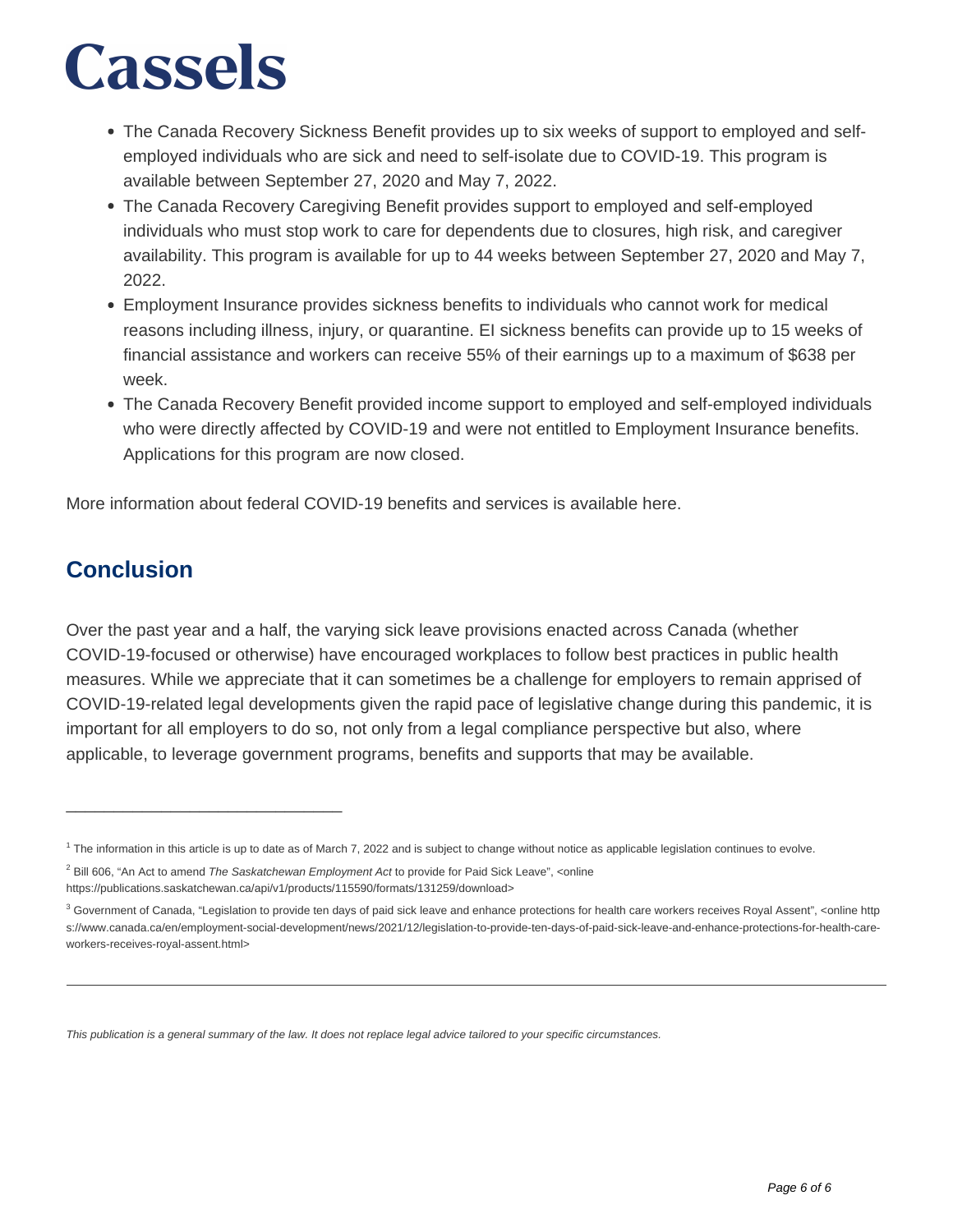- The Canada Recovery Sickness Benefit provides up to six weeks of support to employed and self-employed individuals who are sick and need to self-isolate due to COVID-19. This program is available between September 27, 2020 and May 7, 2022.
- The Canada Recovery Caregiving Benefit provides support to employed and self-employed individuals who must stop work to care for dependents due to closures, high risk, and caregiver availability. This program is available for up to 44 weeks between September 27, 2020 and May 7, 2022.
- Employment Insurance provides sickness benefits to individuals who cannot work for medical reasons including illness, injury, or quarantine. EI sickness benefits can provide up to 15 weeks of financial assistance and workers can receive 55% of their earnings up to a maximum of $638 per week.
- The Canada Recovery Benefit provided income support to employed and self-employed individuals who were directly affected by COVID-19 and were not entitled to Employment Insurance benefits. Applications for this program are now closed.

More information about federal COVID-19 benefits and services is available here.

## Conclusion

Over the past year and a half, the varying sick leave provisions enacted across Canada (whether COVID-19-focused or otherwise) have encouraged workplaces to follow best practices in public health measures. While we appreciate that it can sometimes be a challenge for employers to remain apprised of COVID-19-related legal developments given the rapid pace of legislative change during this pandemic, it is important for all employers to do so, not only from a legal compliance perspective but also, where applicable, to leverage government programs, benefits and supports that may be available.

---

[1] The information in this article is up to date as of March 7, 2022 and is subject to change without notice as applicable legislation continues to evolve.

[2] Bill 606, "An Act to amend *The Saskatchewan Employment Act* to provide for Paid Sick Leave", <online https://publications.saskatchewan.ca/api/v1/products/115590/formats/131259/download>

[3] Government of Canada, "Legislation to provide ten days of paid sick leave and enhance protections for health care workers receives Royal Assent", <online https://www.canada.ca/en/employment-social-development/news/2021/12/legislation-to-provide-ten-days-of-paid-sick-leave-and-enhance-protections-for-health-care-workers-receives-royal-assent.html>

*This publication is a general summary of the law. It does not replace legal advice tailored to your specific circumstances.*